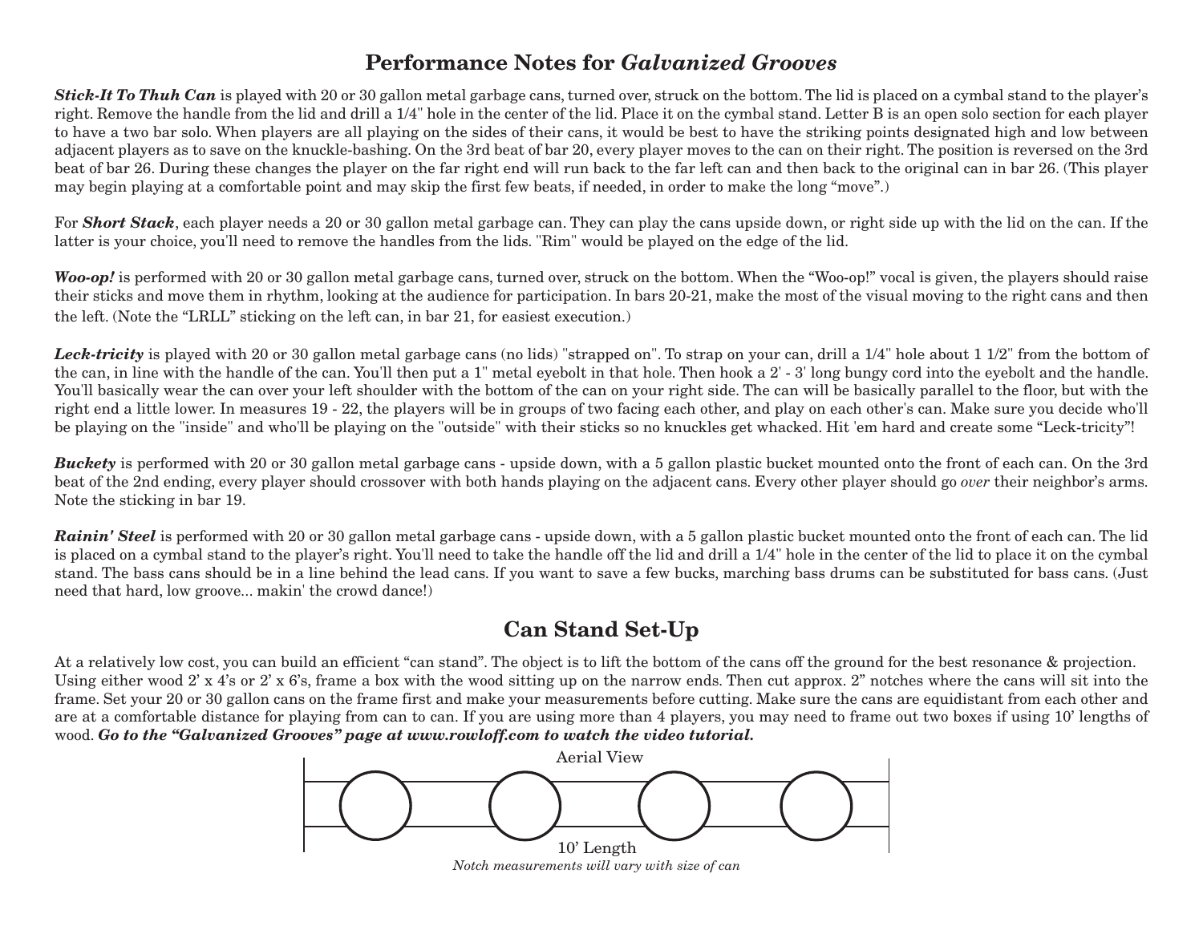## Performance Notes for *Galvanized Grooves*

***Stick-It To Thuh Can*** is played with 20 or 30 gallon metal garbage cans, turned over, struck on the bottom. The lid is placed on a cymbal stand to the player's right. Remove the handle from the lid and drill a 1/4" hole in the center of the lid. Place it on the cymbal stand. Letter B is an open solo section for each player to have a two bar solo. When players are all playing on the sides of their cans, it would be best to have the striking points designated high and low between adjacent players as to save on the knuckle-bashing. On the 3rd beat of bar 20, every player moves to the can on their right. The position is reversed on the 3rd beat of bar 26. During these changes the player on the far right end will run back to the far left can and then back to the original can in bar 26. (This player may begin playing at a comfortable point and may skip the first few beats, if needed, in order to make the long "move".)

For ***Short Stack***, each player needs a 20 or 30 gallon metal garbage can. They can play the cans upside down, or right side up with the lid on the can. If the latter is your choice, you'll need to remove the handles from the lids. "Rim" would be played on the edge of the lid.

***Woo-op!*** is performed with 20 or 30 gallon metal garbage cans, turned over, struck on the bottom. When the "Woo-op!" vocal is given, the players should raise their sticks and move them in rhythm, looking at the audience for participation. In bars 20-21, make the most of the visual moving to the right cans and then the left. (Note the "LRLL" sticking on the left can, in bar 21, for easiest execution.)

***Leck-tricity*** is played with 20 or 30 gallon metal garbage cans (no lids) "strapped on". To strap on your can, drill a 1/4" hole about 1 1/2" from the bottom of the can, in line with the handle of the can. You'll then put a 1" metal eyebolt in that hole. Then hook a 2' - 3' long bungy cord into the eyebolt and the handle. You'll basically wear the can over your left shoulder with the bottom of the can on your right side. The can will be basically parallel to the floor, but with the right end a little lower. In measures 19 - 22, the players will be in groups of two facing each other, and play on each other's can. Make sure you decide who'll be playing on the "inside" and who'll be playing on the "outside" with their sticks so no knuckles get whacked. Hit 'em hard and create some "Leck-tricity"!

***Buckety*** is performed with 20 or 30 gallon metal garbage cans - upside down, with a 5 gallon plastic bucket mounted onto the front of each can. On the 3rd beat of the 2nd ending, every player should crossover with both hands playing on the adjacent cans. Every other player should go *over* their neighbor's arms. Note the sticking in bar 19.

***Rainin' Steel*** is performed with 20 or 30 gallon metal garbage cans - upside down, with a 5 gallon plastic bucket mounted onto the front of each can. The lid is placed on a cymbal stand to the player's right. You'll need to take the handle off the lid and drill a 1/4" hole in the center of the lid to place it on the cymbal stand. The bass cans should be in a line behind the lead cans. If you want to save a few bucks, marching bass drums can be substituted for bass cans. (Just need that hard, low groove... makin' the crowd dance!)

## Can Stand Set-Up

At a relatively low cost, you can build an efficient "can stand". The object is to lift the bottom of the cans off the ground for the best resonance & projection. Using either wood 2' x 4's or 2' x 6's, frame a box with the wood sitting up on the narrow ends. Then cut approx. 2" notches where the cans will sit into the frame. Set your 20 or 30 gallon cans on the frame first and make your measurements before cutting. Make sure the cans are equidistant from each other and are at a comfortable distance for playing from can to can. If you are using more than 4 players, you may need to frame out two boxes if using 10' lengths of wood. ***Go to the "Galvanized Grooves" page at www.rowloff.com to watch the video tutorial.***

Aerial View

10' Length

*Notch measurements will vary with size of can*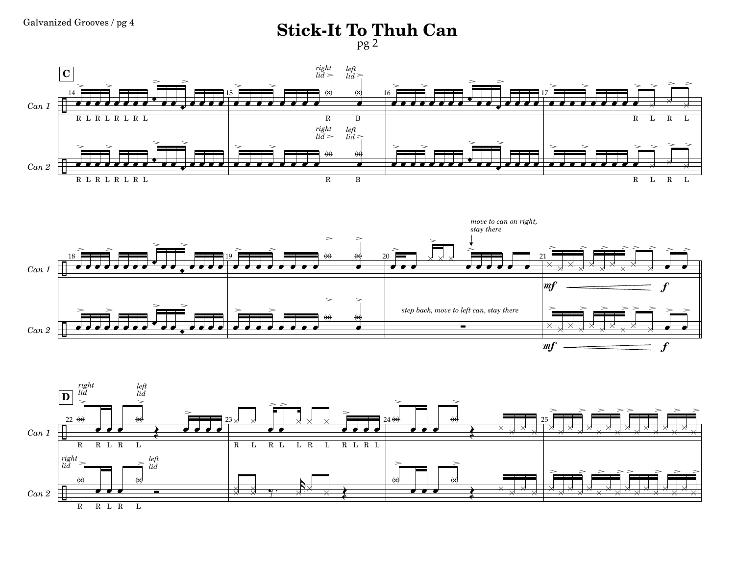# Stick-It To Thuh Can

pg 2

**C**

Can 1

Can 2

*right lid* *left lid*

R L R L R L R L

R B

R L R L

*move to can on right, stay there*

*step back, move to left can, stay there*

*mf* *f*

**D**

*right lid* *left lid*

R R L R L

R L R L L R L R L R L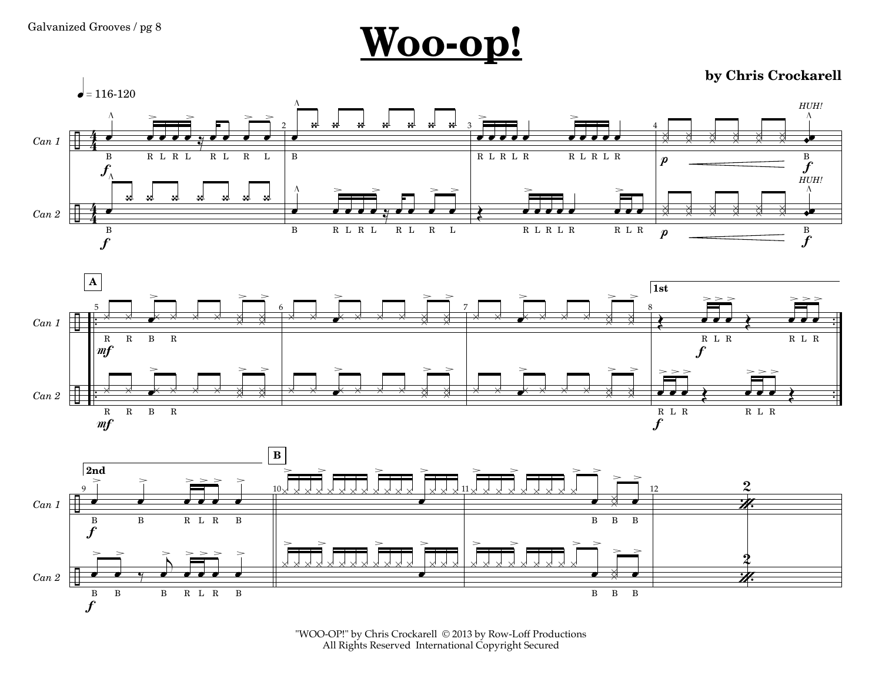# Woo-op!

**by Chris Crockarell**

"WOO-OP!" by Chris Crockarell © 2013 by Row-Loff Productions
All Rights Reserved International Copyright Secured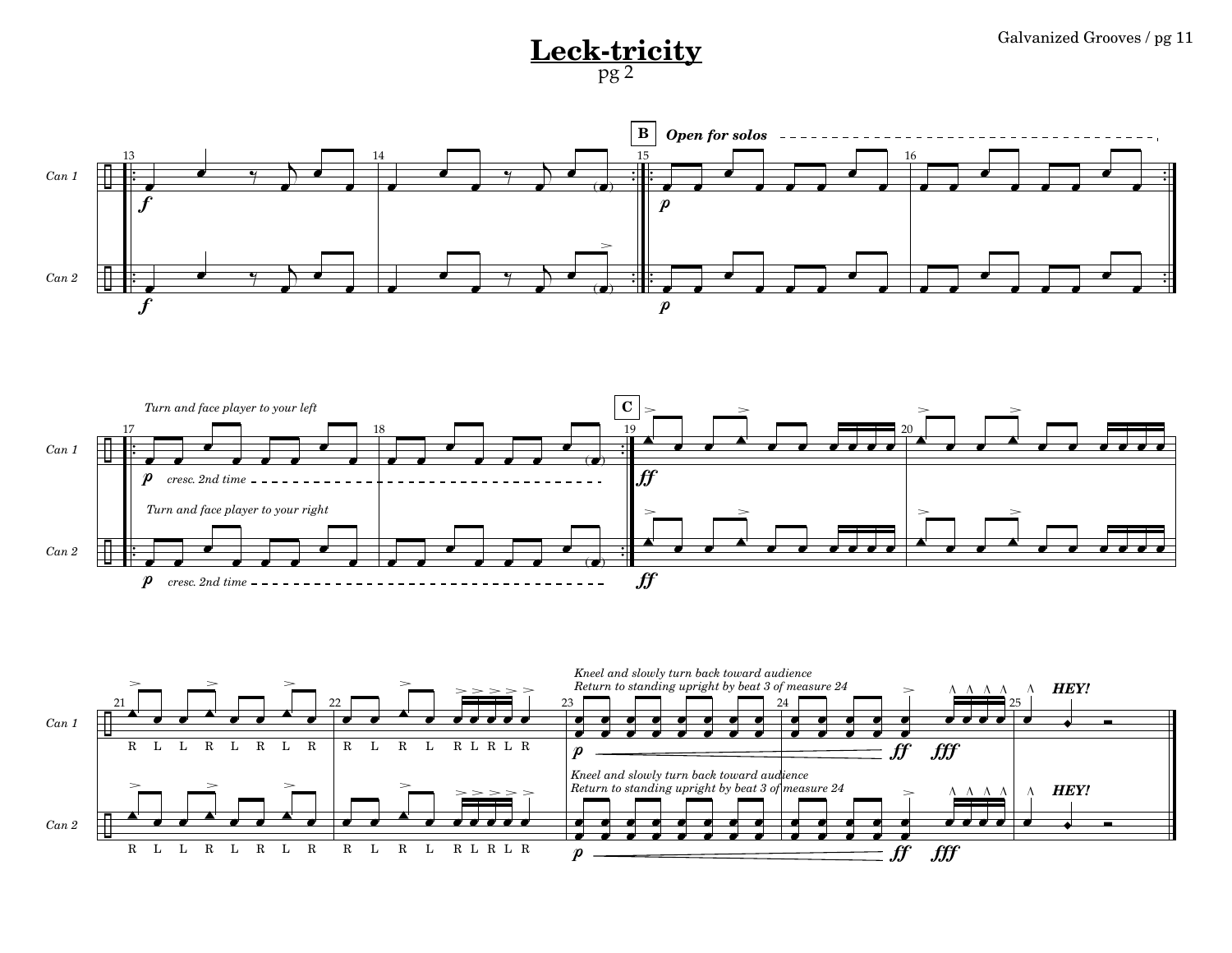# Leck-tricity

pg 2

**B** *Open for solos*

*Turn and face player to your left*

*cresc. 2nd time*

*Turn and face player to your right*

*cresc. 2nd time*

**C**

R L L R L R L R | R L R L R L R L R

*Kneel and slowly turn back toward audience*
*Return to standing upright by beat 3 of measure 24*

***HEY!***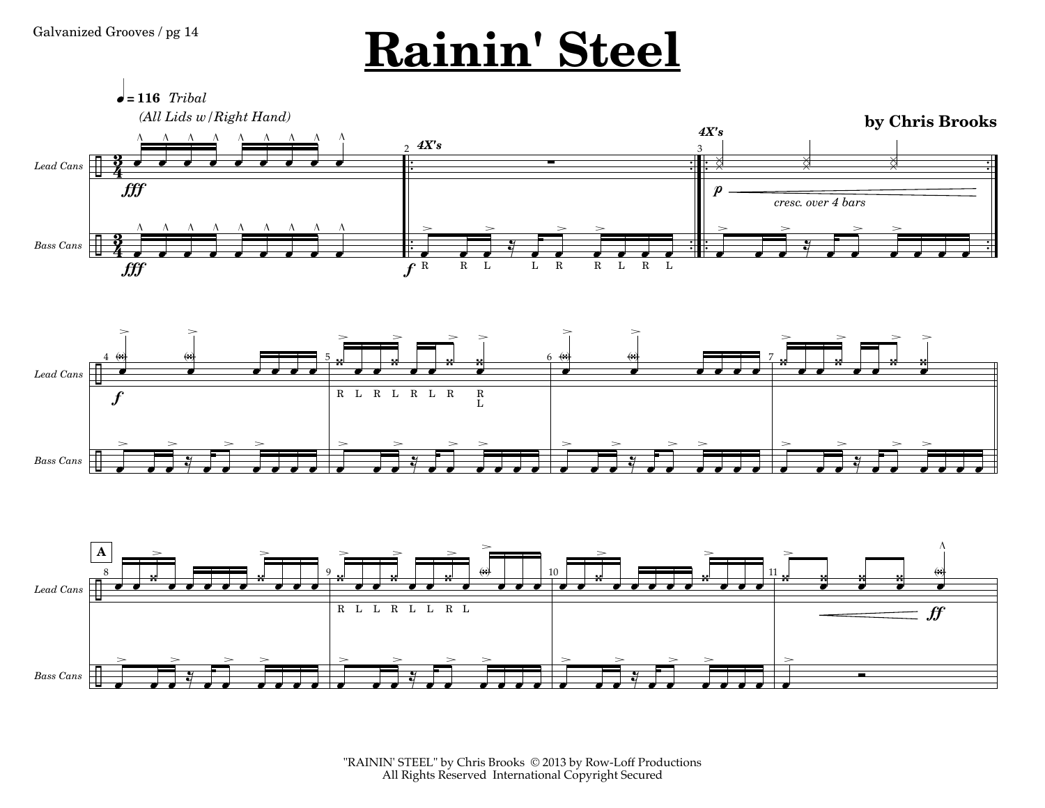# Rainin' Steel

**by Chris Brooks**

♩ = 116 *Tribal*

*(All Lids w/Right Hand)*

Lead Cans

Bass Cans

*fff*

***4X's***

*f*

R R L L R R L R L

***4X's***

*p* *cresc. over 4 bars*

*f*

R L R L R L R R L

**A**

R L L R L L R L

*ff*

"RAININ' STEEL" by Chris Brooks © 2013 by Row-Loff Productions
All Rights Reserved International Copyright Secured